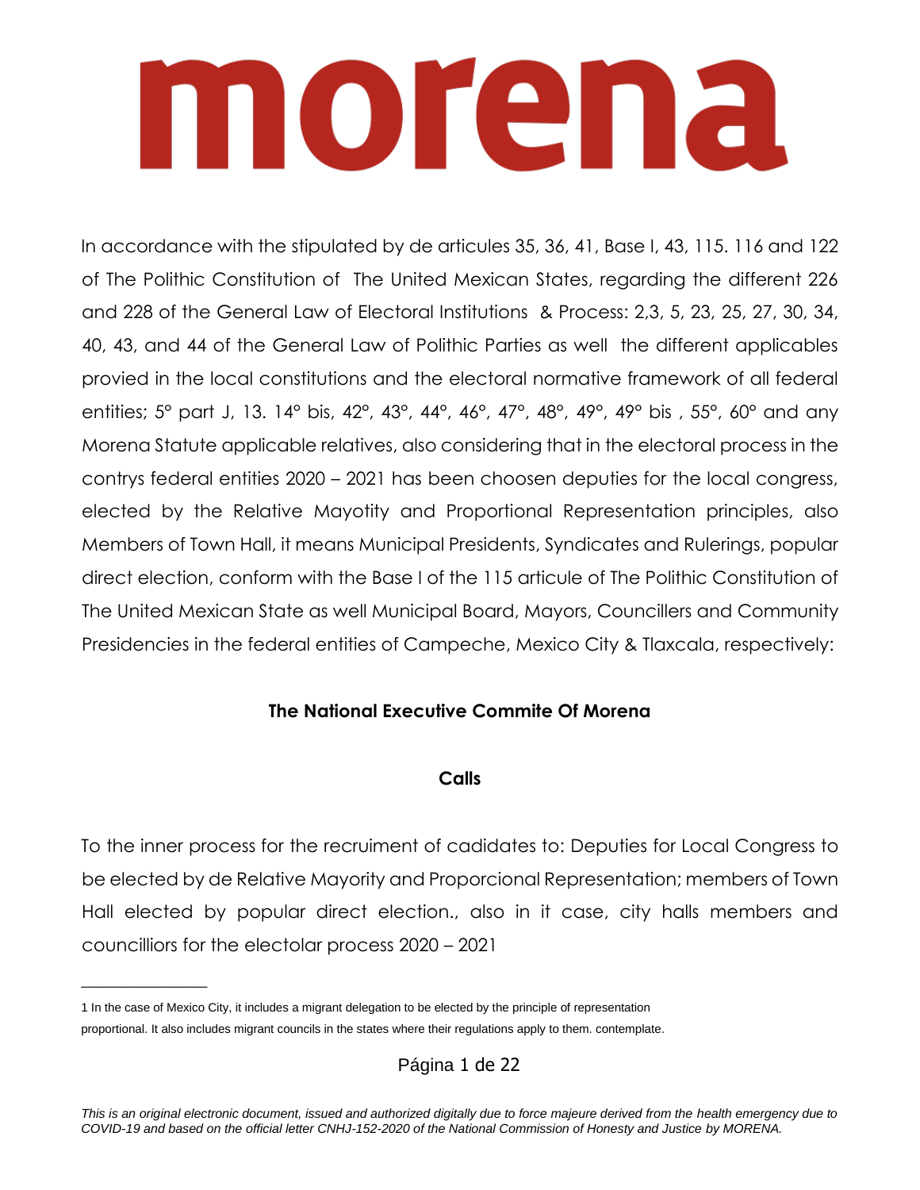# morena

In accordance with the stipulated by de articules 35, 36, 41, Base I, 43, 115. 116 and 122 of The Polithic Constitution of The United Mexican States, regarding the different 226 and 228 of the General Law of Electoral Institutions & Process: 2,3, 5, 23, 25, 27, 30, 34, 40, 43, and 44 of the General Law of Polithic Parties as well the different applicables provied in the local constitutions and the electoral normative framework of all federal entities; 5° part J, 13. 14° bis, 42°, 43°, 44°, 46°, 47°, 48°, 49°, 49° bis , 55°, 60° and any Morena Statute applicable relatives, also considering that in the electoral process in the contrys federal entities 2020 – 2021 has been choosen deputies for the local congress, elected by the Relative Mayotity and Proportional Representation principles, also Members of Town Hall, it means Municipal Presidents, Syndicates and Rulerings, popular direct election, conform with the Base I of the 115 articule of The Polithic Constitution of The United Mexican State as well Municipal Board, Mayors, Councillers and Community Presidencies in the federal entities of Campeche, Mexico City & Tlaxcala, respectively:

**The National Executive Commite Of Morena**

**Calls**

To the inner process for the recruiment of cadidates to: Deputies for Local Congress to be elected by de Relative Mayority and Proporcional Representation; members of Town Hall elected by popular direct election., also in it case, city halls members and councilliors for the electolar process 2020 – 2021

---

1 In the case of Mexico City, it includes a migrant delegation to be elected by the principle of representation proportional. It also includes migrant councils in the states where their regulations apply to them. contemplate.

*This is an original electronic document, issued and authorized digitally due to force majeure derived from the health emergency due to COVID-19 and based on the official letter CNHJ-152-2020 of the National Commission of Honesty and Justice by MORENA.*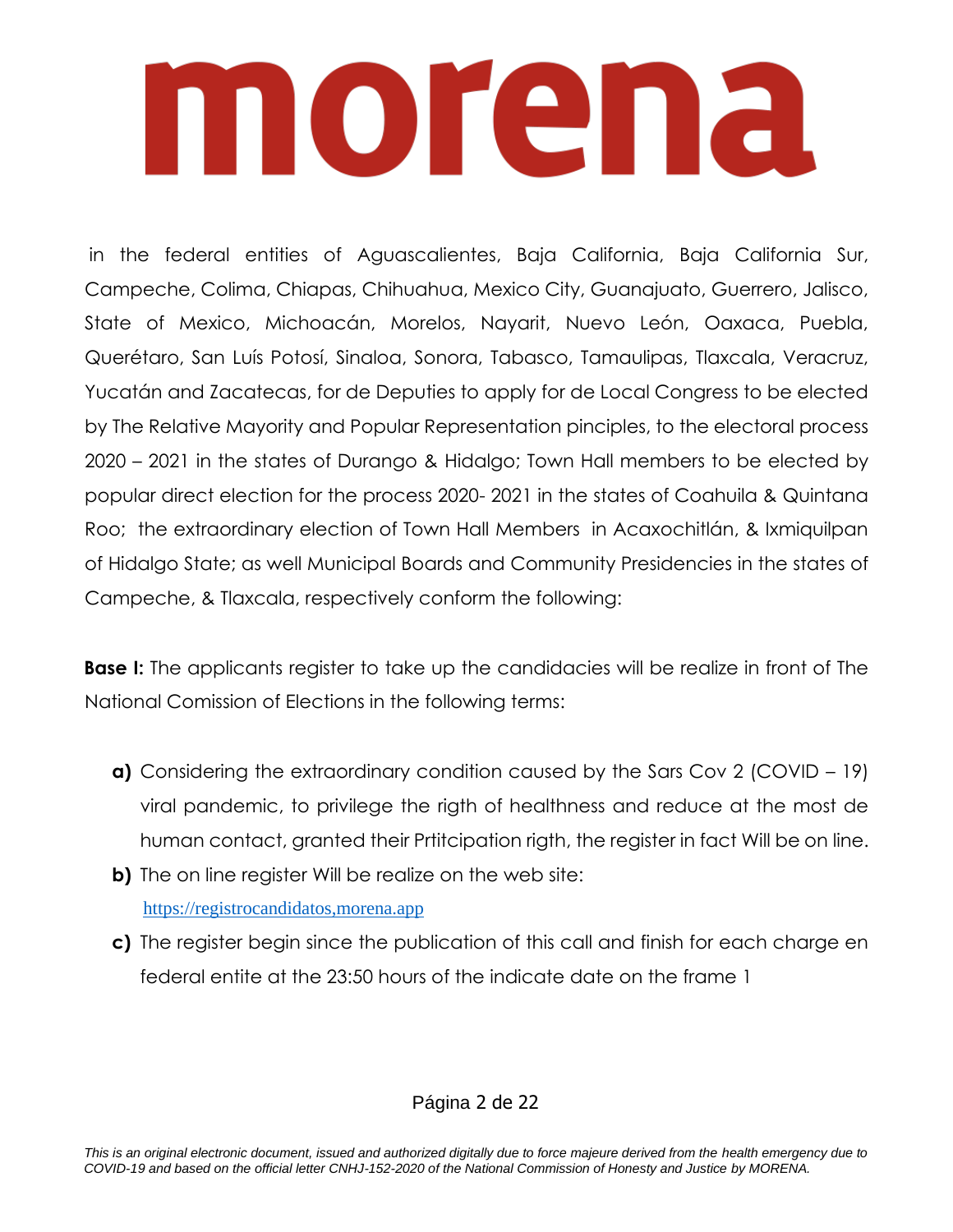# morena

in the federal entities of Aguascalientes, Baja California, Baja California Sur, Campeche, Colima, Chiapas, Chihuahua, Mexico City, Guanajuato, Guerrero, Jalisco, State of Mexico, Michoacán, Morelos, Nayarit, Nuevo León, Oaxaca, Puebla, Querétaro, San Luís Potosí, Sinaloa, Sonora, Tabasco, Tamaulipas, Tlaxcala, Veracruz, Yucatán and Zacatecas, for de Deputies to apply for de Local Congress to be elected by The Relative Mayority and Popular Representation pinciples, to the electoral process 2020 – 2021 in the states of Durango & Hidalgo; Town Hall members to be elected by popular direct election for the process 2020- 2021 in the states of Coahuila & Quintana Roo; the extraordinary election of Town Hall Members in Acaxochitlán, & Ixmiquilpan of Hidalgo State; as well Municipal Boards and Community Presidencies in the states of Campeche, & Tlaxcala, respectively conform the following:

**Base I:** The applicants register to take up the candidacies will be realize in front of The National Comission of Elections in the following terms:

- **a)** Considering the extraordinary condition caused by the Sars Cov 2 (COVID – 19) viral pandemic, to privilege the rigth of healthness and reduce at the most de human contact, granted their Prtitcipation rigth, the register in fact Will be on line.
- **b)** The on line register Will be realize on the web site: https://registrocandidatos,morena.app
- **c)** The register begin since the publication of this call and finish for each charge en federal entite at the 23:50 hours of the indicate date on the frame 1

*This is an original electronic document, issued and authorized digitally due to force majeure derived from the health emergency due to COVID-19 and based on the official letter CNHJ-152-2020 of the National Commission of Honesty and Justice by MORENA.*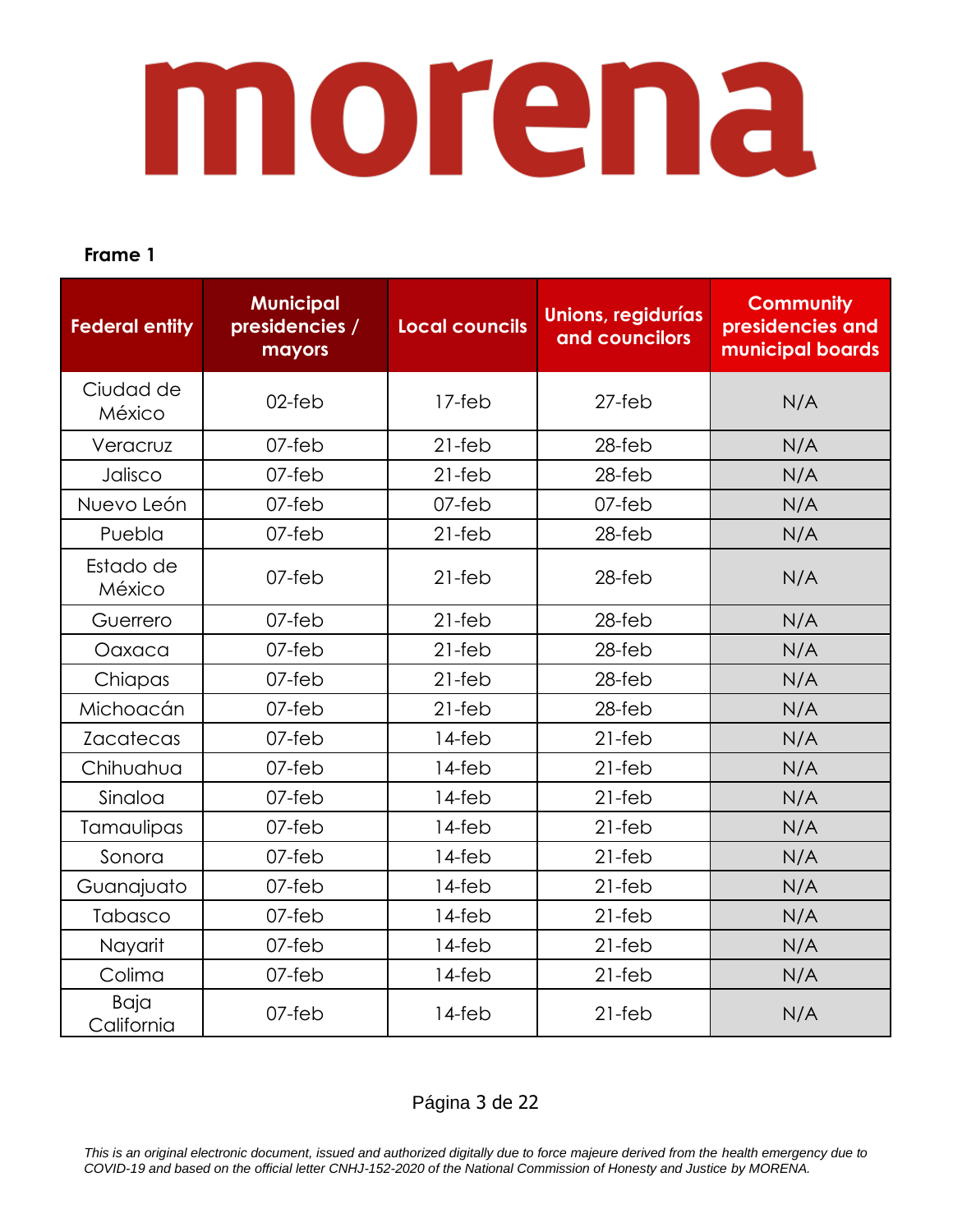# morena

**Frame 1**

| Federal entity | Municipal presidencies / mayors | Local councils | Unions, regidurías and councilors | Community presidencies and municipal boards |
|---|---|---|---|---|
| Ciudad de México | 02-feb | 17-feb | 27-feb | N/A |
| Veracruz | 07-feb | 21-feb | 28-feb | N/A |
| Jalisco | 07-feb | 21-feb | 28-feb | N/A |
| Nuevo León | 07-feb | 07-feb | 07-feb | N/A |
| Puebla | 07-feb | 21-feb | 28-feb | N/A |
| Estado de México | 07-feb | 21-feb | 28-feb | N/A |
| Guerrero | 07-feb | 21-feb | 28-feb | N/A |
| Oaxaca | 07-feb | 21-feb | 28-feb | N/A |
| Chiapas | 07-feb | 21-feb | 28-feb | N/A |
| Michoacán | 07-feb | 21-feb | 28-feb | N/A |
| Zacatecas | 07-feb | 14-feb | 21-feb | N/A |
| Chihuahua | 07-feb | 14-feb | 21-feb | N/A |
| Sinaloa | 07-feb | 14-feb | 21-feb | N/A |
| Tamaulipas | 07-feb | 14-feb | 21-feb | N/A |
| Sonora | 07-feb | 14-feb | 21-feb | N/A |
| Guanajuato | 07-feb | 14-feb | 21-feb | N/A |
| Tabasco | 07-feb | 14-feb | 21-feb | N/A |
| Nayarit | 07-feb | 14-feb | 21-feb | N/A |
| Colima | 07-feb | 14-feb | 21-feb | N/A |
| Baja California | 07-feb | 14-feb | 21-feb | N/A |

*This is an original electronic document, issued and authorized digitally due to force majeure derived from the health emergency due to COVID-19 and based on the official letter CNHJ-152-2020 of the National Commission of Honesty and Justice by MORENA.*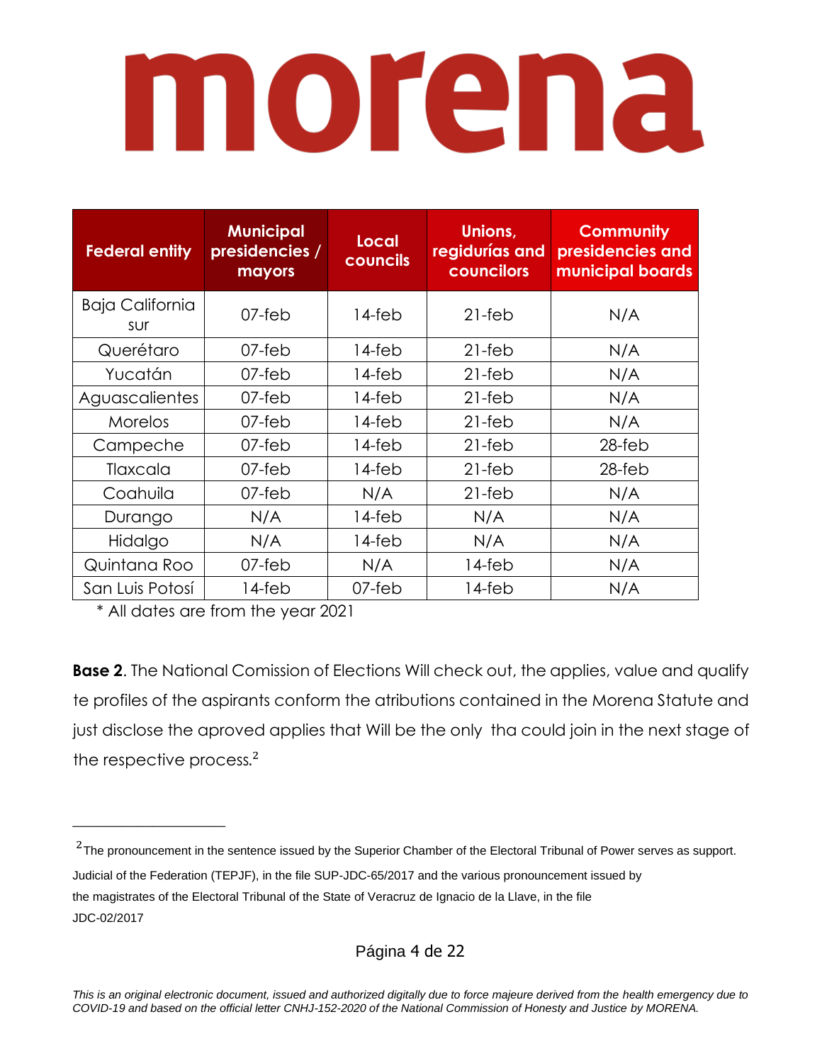# morena

| Federal entity | Municipal presidencies / mayors | Local councils | Unions, regidurías and councilors | Community presidencies and municipal boards |
|---|---|---|---|---|
| Baja California sur | 07-feb | 14-feb | 21-feb | N/A |
| Querétaro | 07-feb | 14-feb | 21-feb | N/A |
| Yucatán | 07-feb | 14-feb | 21-feb | N/A |
| Aguascalientes | 07-feb | 14-feb | 21-feb | N/A |
| Morelos | 07-feb | 14-feb | 21-feb | N/A |
| Campeche | 07-feb | 14-feb | 21-feb | 28-feb |
| Tlaxcala | 07-feb | 14-feb | 21-feb | 28-feb |
| Coahuila | 07-feb | N/A | 21-feb | N/A |
| Durango | N/A | 14-feb | N/A | N/A |
| Hidalgo | N/A | 14-feb | N/A | N/A |
| Quintana Roo | 07-feb | N/A | 14-feb | N/A |
| San Luis Potosí | 14-feb | 07-feb | 14-feb | N/A |

* All dates are from the year 2021

**Base 2**. The National Comission of Elections Will check out, the applies, value and qualify te profiles of the aspirants conform the atributions contained in the Morena Statute and just disclose the aproved applies that Will be the only tha could join in the next stage of the respective process.[2]

---

[2] The pronouncement in the sentence issued by the Superior Chamber of the Electoral Tribunal of Power serves as support. Judicial of the Federation (TEPJF), in the file SUP-JDC-65/2017 and the various pronouncement issued by the magistrates of the Electoral Tribunal of the State of Veracruz de Ignacio de la Llave, in the file JDC-02/2017

*This is an original electronic document, issued and authorized digitally due to force majeure derived from the health emergency due to COVID-19 and based on the official letter CNHJ-152-2020 of the National Commission of Honesty and Justice by MORENA.*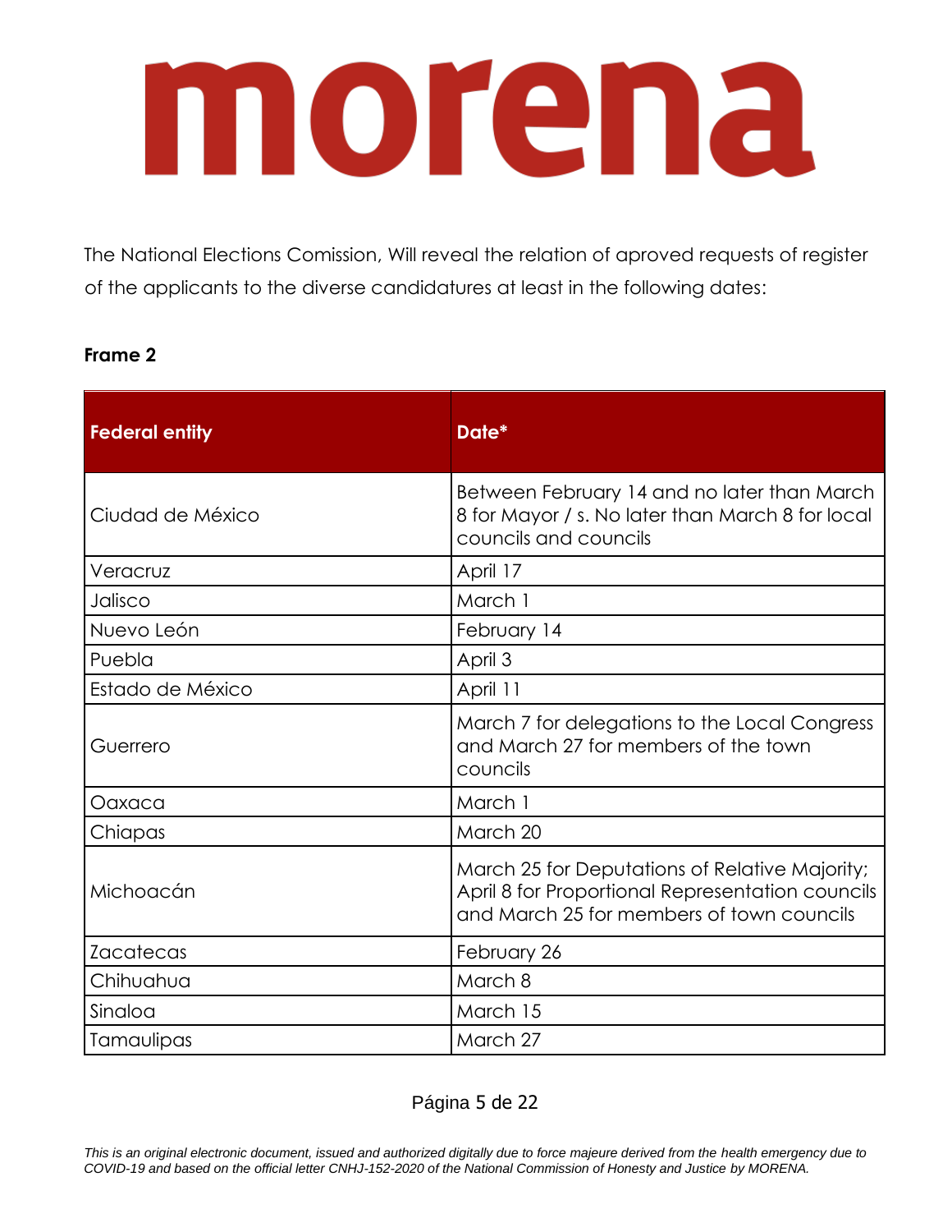# morena

The National Elections Comission, Will reveal the relation of aproved requests of register of the applicants to the diverse candidatures at least in the following dates:

**Frame 2**

| Federal entity | Date* |
|---|---|
| Ciudad de México | Between February 14 and no later than March 8 for Mayor / s. No later than March 8 for local councils and councils |
| Veracruz | April 17 |
| Jalisco | March 1 |
| Nuevo León | February 14 |
| Puebla | April 3 |
| Estado de México | April 11 |
| Guerrero | March 7 for delegations to the Local Congress and March 27 for members of the town councils |
| Oaxaca | March 1 |
| Chiapas | March 20 |
| Michoacán | March 25 for Deputations of Relative Majority; April 8 for Proportional Representation councils and March 25 for members of town councils |
| Zacatecas | February 26 |
| Chihuahua | March 8 |
| Sinaloa | March 15 |
| Tamaulipas | March 27 |

*This is an original electronic document, issued and authorized digitally due to force majeure derived from the health emergency due to COVID-19 and based on the official letter CNHJ-152-2020 of the National Commission of Honesty and Justice by MORENA.*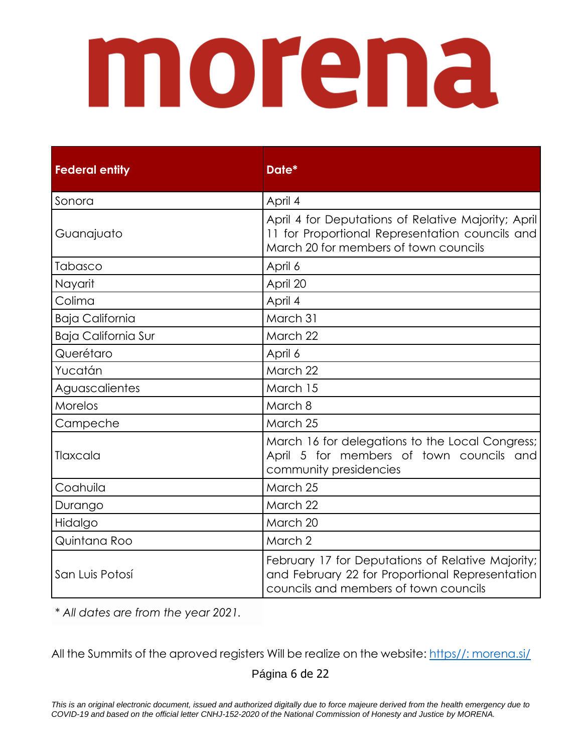# morena

| Federal entity | Date* |
|---|---|
| Sonora | April 4 |
| Guanajuato | April 4 for Deputations of Relative Majority; April 11 for Proportional Representation councils and March 20 for members of town councils |
| Tabasco | April 6 |
| Nayarit | April 20 |
| Colima | April 4 |
| Baja California | March 31 |
| Baja California Sur | March 22 |
| Querétaro | April 6 |
| Yucatán | March 22 |
| Aguascalientes | March 15 |
| Morelos | March 8 |
| Campeche | March 25 |
| Tlaxcala | March 16 for delegations to the Local Congress; April 5 for members of town councils and community presidencies |
| Coahuila | March 25 |
| Durango | March 22 |
| Hidalgo | March 20 |
| Quintana Roo | March 2 |
| San Luis Potosí | February 17 for Deputations of Relative Majority; and February 22 for Proportional Representation councils and members of town councils |

*\* All dates are from the year 2021.*

All the Summits of the aproved registers Will be realize on the website: https//: morena.si/

*This is an original electronic document, issued and authorized digitally due to force majeure derived from the health emergency due to COVID-19 and based on the official letter CNHJ-152-2020 of the National Commission of Honesty and Justice by MORENA.*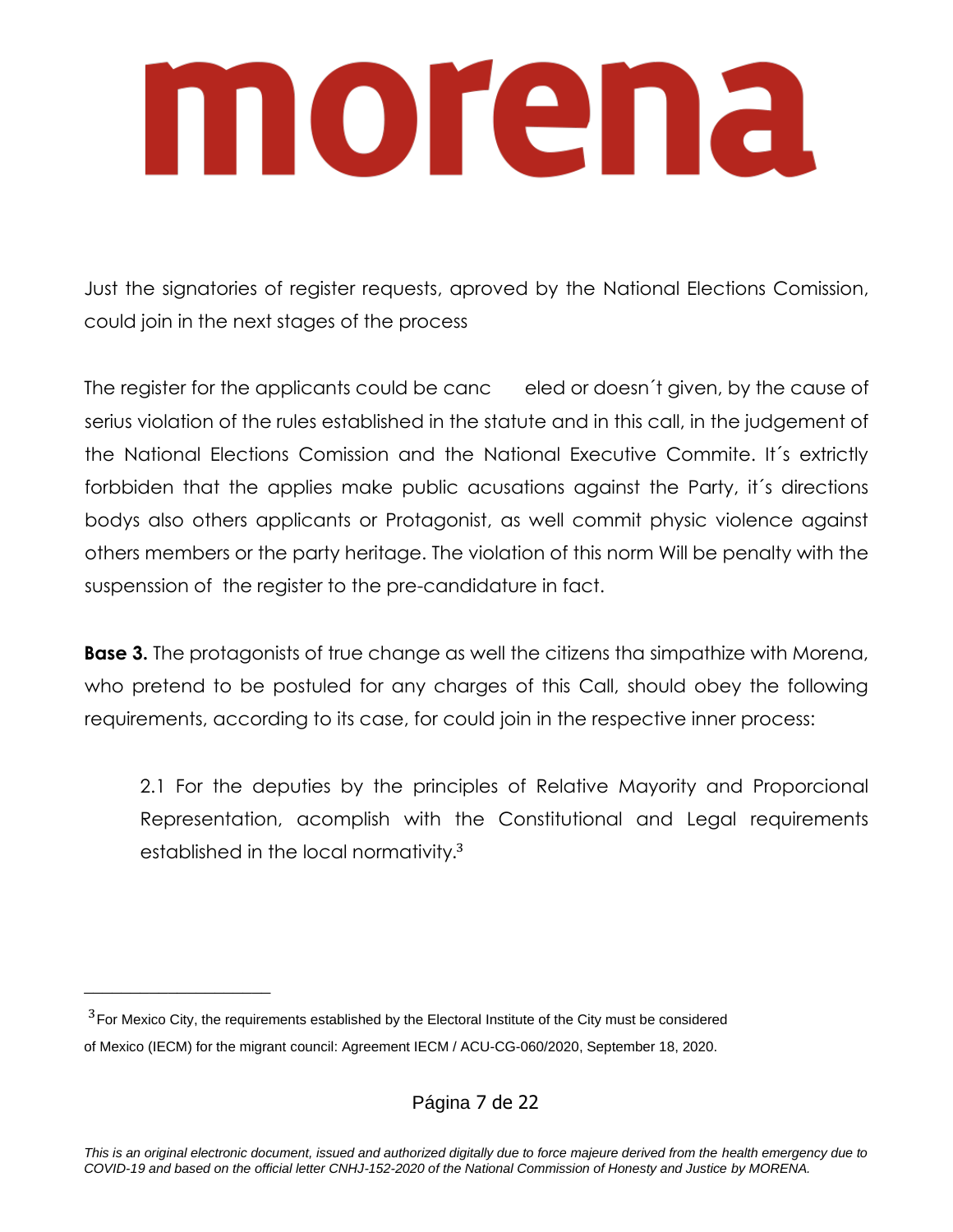Just the signatories of register requests, aproved by the National Elections Comission, could join in the next stages of the process

The register for the applicants could be canc eled or doesn´t given, by the cause of serius violation of the rules established in the statute and in this call, in the judgement of the National Elections Comission and the National Executive Commite. It´s extrictly forbbiden that the applies make public acusations against the Party, it´s directions bodys also others applicants or Protagonist, as well commit physic violence against others members or the party heritage. The violation of this norm Will be penalty with the suspenssion of the register to the pre-candidature in fact.

**Base 3.** The protagonists of true change as well the citizens tha simpathize with Morena, who pretend to be postuled for any charges of this Call, should obey the following requirements, according to its case, for could join in the respective inner process:

> 2.1 For the deputies by the principles of Relative Mayority and Proporcional Representation, acomplish with the Constitutional and Legal requirements established in the local normativity.[3]

---

[3] For Mexico City, the requirements established by the Electoral Institute of the City must be considered of Mexico (IECM) for the migrant council: Agreement IECM / ACU-CG-060/2020, September 18, 2020.

*This is an original electronic document, issued and authorized digitally due to force majeure derived from the health emergency due to COVID-19 and based on the official letter CNHJ-152-2020 of the National Commission of Honesty and Justice by MORENA.*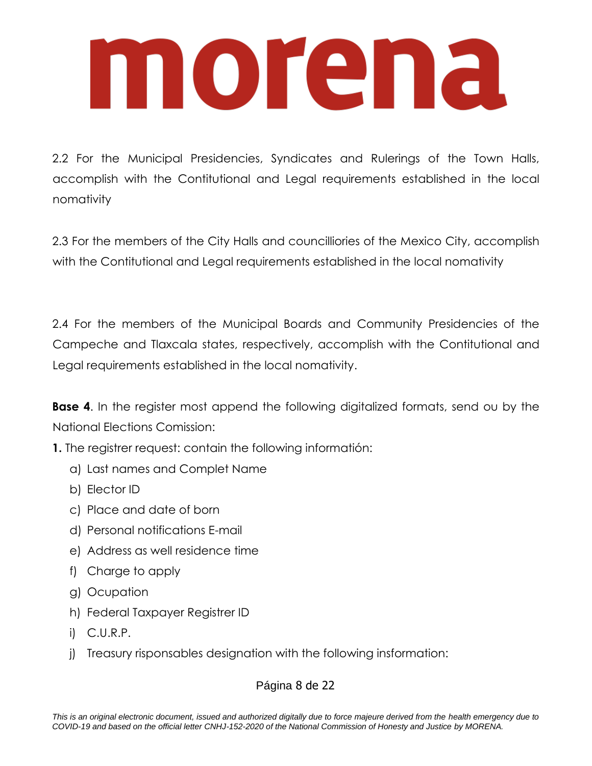2.2 For the Municipal Presidencies, Syndicates and Rulerings of the Town Halls, accomplish with the Contitutional and Legal requirements established in the local nomativity

2.3 For the members of the City Halls and councilliories of the Mexico City, accomplish with the Contitutional and Legal requirements established in the local nomativity

2.4 For the members of the Municipal Boards and Community Presidencies of the Campeche and Tlaxcala states, respectively, accomplish with the Contitutional and Legal requirements established in the local nomativity.

**Base 4**. In the register most append the following digitalized formats, send ou by the National Elections Comission:

**1.** The registrer request: contain the following informatión:

a) Last names and Complet Name
b) Elector ID
c) Place and date of born
d) Personal notifications E-mail
e) Address as well residence time
f) Charge to apply
g) Ocupation
h) Federal Taxpayer Registrer ID
i) C.U.R.P.
j) Treasury risponsables designation with the following insformation:

*This is an original electronic document, issued and authorized digitally due to force majeure derived from the health emergency due to COVID-19 and based on the official letter CNHJ-152-2020 of the National Commission of Honesty and Justice by MORENA.*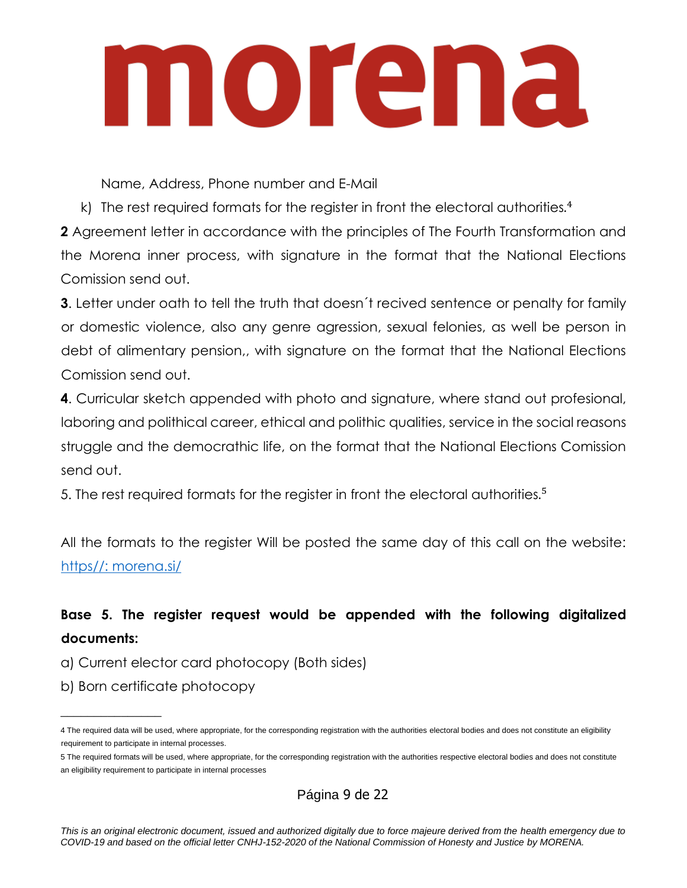Name, Address, Phone number and E-Mail

k) The rest required formats for the register in front the electoral authorities.[4]

**2** Agreement letter in accordance with the principles of The Fourth Transformation and the Morena inner process, with signature in the format that the National Elections Comission send out.

**3**. Letter under oath to tell the truth that doesn´t recived sentence or penalty for family or domestic violence, also any genre agression, sexual felonies, as well be person in debt of alimentary pension,, with signature on the format that the National Elections Comission send out.

**4**. Curricular sketch appended with photo and signature, where stand out profesional, laboring and polithical career, ethical and polithic qualities, service in the social reasons struggle and the democrathic life, on the format that the National Elections Comission send out.

5. The rest required formats for the register in front the electoral authorities.[5]

All the formats to the register Will be posted the same day of this call on the website: [https//: morena.si/](https//: morena.si/)

**Base 5. The register request would be appended with the following digitalized documents:**

a) Current elector card photocopy (Both sides)

b) Born certificate photocopy

---

4 The required data will be used, where appropriate, for the corresponding registration with the authorities electoral bodies and does not constitute an eligibility requirement to participate in internal processes.

5 The required formats will be used, where appropriate, for the corresponding registration with the authorities respective electoral bodies and does not constitute an eligibility requirement to participate in internal processes

*This is an original electronic document, issued and authorized digitally due to force majeure derived from the health emergency due to COVID-19 and based on the official letter CNHJ-152-2020 of the National Commission of Honesty and Justice by MORENA.*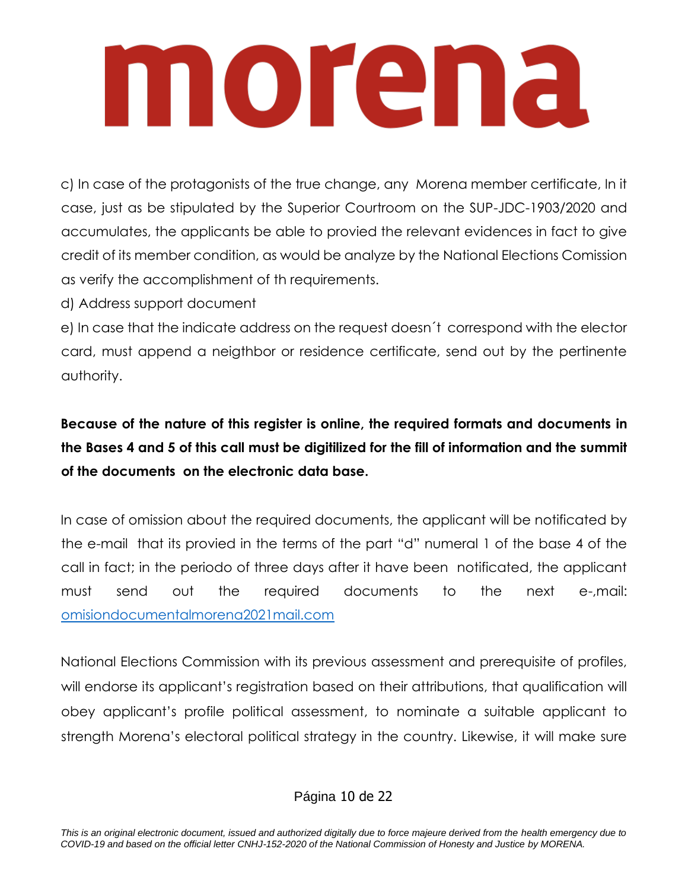c) In case of the protagonists of the true change, any Morena member certificate, In it case, just as be stipulated by the Superior Courtroom on the SUP-JDC-1903/2020 and accumulates, the applicants be able to provied the relevant evidences in fact to give credit of its member condition, as would be analyze by the National Elections Comission as verify the accomplishment of th requirements.

d) Address support document

e) In case that the indicate address on the request doesn´t correspond with the elector card, must append a neigthbor or residence certificate, send out by the pertinente authority.

**Because of the nature of this register is online, the required formats and documents in the Bases 4 and 5 of this call must be digitilized for the fill of information and the summit of the documents on the electronic data base.**

In case of omission about the required documents, the applicant will be notificated by the e-mail that its provied in the terms of the part "d" numeral 1 of the base 4 of the call in fact; in the periodo of three days after it have been notificated, the applicant must send out the required documents to the next e-,mail: omisiondocumentalmorena2021mail.com

National Elections Commission with its previous assessment and prerequisite of profiles, will endorse its applicant's registration based on their attributions, that qualification will obey applicant's profile political assessment, to nominate a suitable applicant to strength Morena's electoral political strategy in the country. Likewise, it will make sure

*This is an original electronic document, issued and authorized digitally due to force majeure derived from the health emergency due to COVID-19 and based on the official letter CNHJ-152-2020 of the National Commission of Honesty and Justice by MORENA.*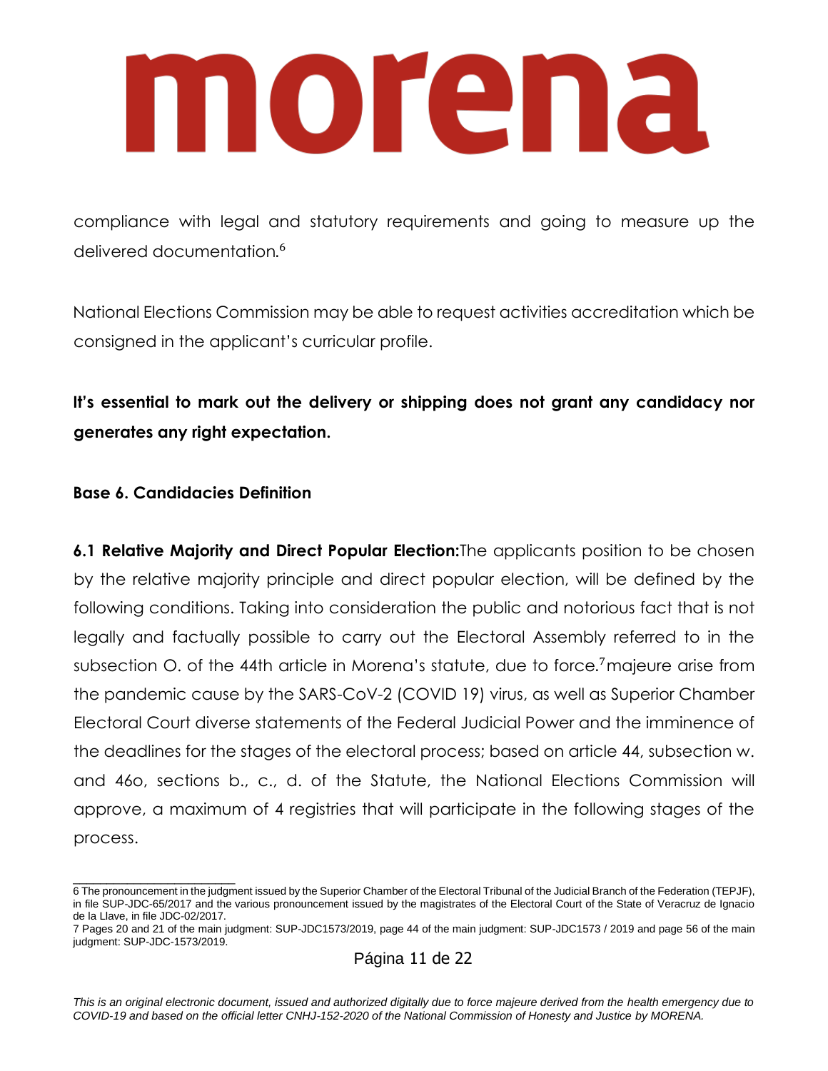compliance with legal and statutory requirements and going to measure up the delivered documentation.[6]

National Elections Commission may be able to request activities accreditation which be consigned in the applicant's curricular profile.

**It's essential to mark out the delivery or shipping does not grant any candidacy nor generates any right expectation.**

### Base 6. Candidacies Definition

**6.1 Relative Majority and Direct Popular Election:**The applicants position to be chosen by the relative majority principle and direct popular election, will be defined by the following conditions. Taking into consideration the public and notorious fact that is not legally and factually possible to carry out the Electoral Assembly referred to in the subsection O. of the 44th article in Morena's statute, due to force.[7]majeure arise from the pandemic cause by the SARS-CoV-2 (COVID 19) virus, as well as Superior Chamber Electoral Court diverse statements of the Federal Judicial Power and the imminence of the deadlines for the stages of the electoral process; based on article 44, subsection w. and 46o, sections b., c., d. of the Statute, the National Elections Commission will approve, a maximum of 4 registries that will participate in the following stages of the process.

---

6 The pronouncement in the judgment issued by the Superior Chamber of the Electoral Tribunal of the Judicial Branch of the Federation (TEPJF), in file SUP-JDC-65/2017 and the various pronouncement issued by the magistrates of the Electoral Court of the State of Veracruz de Ignacio de la Llave, in file JDC-02/2017.

7 Pages 20 and 21 of the main judgment: SUP-JDC1573/2019, page 44 of the main judgment: SUP-JDC1573 / 2019 and page 56 of the main judgment: SUP-JDC-1573/2019.

*This is an original electronic document, issued and authorized digitally due to force majeure derived from the health emergency due to COVID-19 and based on the official letter CNHJ-152-2020 of the National Commission of Honesty and Justice by MORENA.*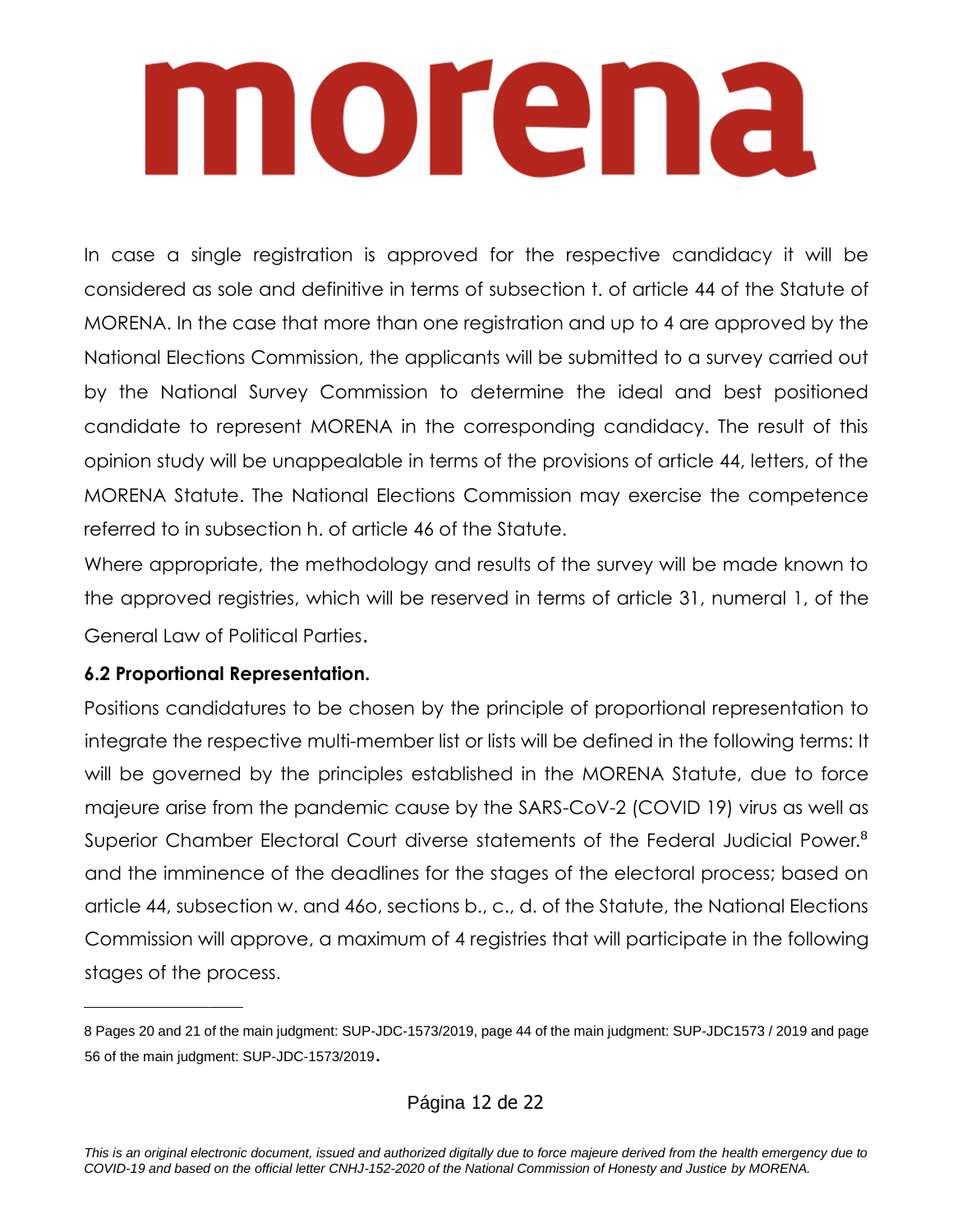In case a single registration is approved for the respective candidacy it will be considered as sole and definitive in terms of subsection t. of article 44 of the Statute of MORENA. In the case that more than one registration and up to 4 are approved by the National Elections Commission, the applicants will be submitted to a survey carried out by the National Survey Commission to determine the ideal and best positioned candidate to represent MORENA in the corresponding candidacy. The result of this opinion study will be unappealable in terms of the provisions of article 44, letters, of the MORENA Statute. The National Elections Commission may exercise the competence referred to in subsection h. of article 46 of the Statute.

Where appropriate, the methodology and results of the survey will be made known to the approved registries, which will be reserved in terms of article 31, numeral 1, of the General Law of Political Parties.

**6.2 Proportional Representation.**

Positions candidatures to be chosen by the principle of proportional representation to integrate the respective multi-member list or lists will be defined in the following terms: It will be governed by the principles established in the MORENA Statute, due to force majeure arise from the pandemic cause by the SARS-CoV-2 (COVID 19) virus as well as Superior Chamber Electoral Court diverse statements of the Federal Judicial Power.[8] and the imminence of the deadlines for the stages of the electoral process; based on article 44, subsection w. and 46o, sections b., c., d. of the Statute, the National Elections Commission will approve, a maximum of 4 registries that will participate in the following stages of the process.

---

8 Pages 20 and 21 of the main judgment: SUP-JDC-1573/2019, page 44 of the main judgment: SUP-JDC1573 / 2019 and page 56 of the main judgment: SUP-JDC-1573/2019.

*This is an original electronic document, issued and authorized digitally due to force majeure derived from the health emergency due to COVID-19 and based on the official letter CNHJ-152-2020 of the National Commission of Honesty and Justice by MORENA.*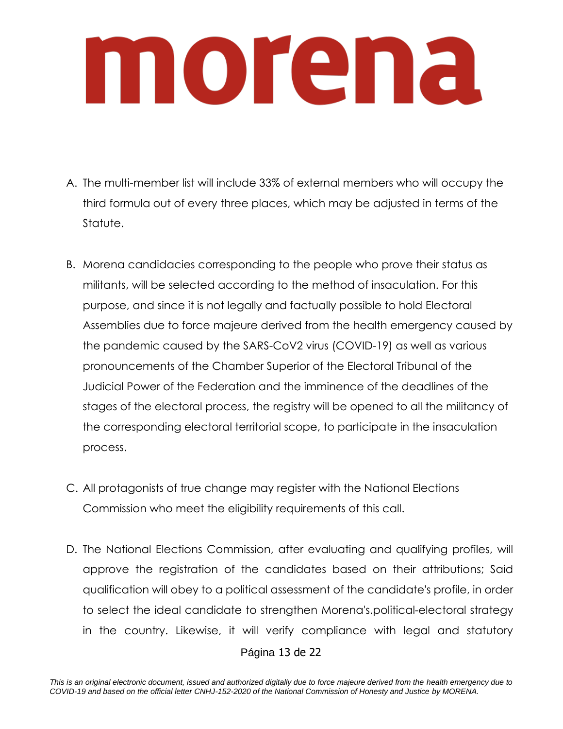A. The multi-member list will include 33% of external members who will occupy the third formula out of every three places, which may be adjusted in terms of the Statute.

B. Morena candidacies corresponding to the people who prove their status as militants, will be selected according to the method of insaculation. For this purpose, and since it is not legally and factually possible to hold Electoral Assemblies due to force majeure derived from the health emergency caused by the pandemic caused by the SARS-CoV2 virus (COVID-19) as well as various pronouncements of the Chamber Superior of the Electoral Tribunal of the Judicial Power of the Federation and the imminence of the deadlines of the stages of the electoral process, the registry will be opened to all the militancy of the corresponding electoral territorial scope, to participate in the insaculation process.

C. All protagonists of true change may register with the National Elections Commission who meet the eligibility requirements of this call.

D. The National Elections Commission, after evaluating and qualifying profiles, will approve the registration of the candidates based on their attributions; Said qualification will obey to a political assessment of the candidate's profile, in order to select the ideal candidate to strengthen Morena's.political-electoral strategy in the country. Likewise, it will verify compliance with legal and statutory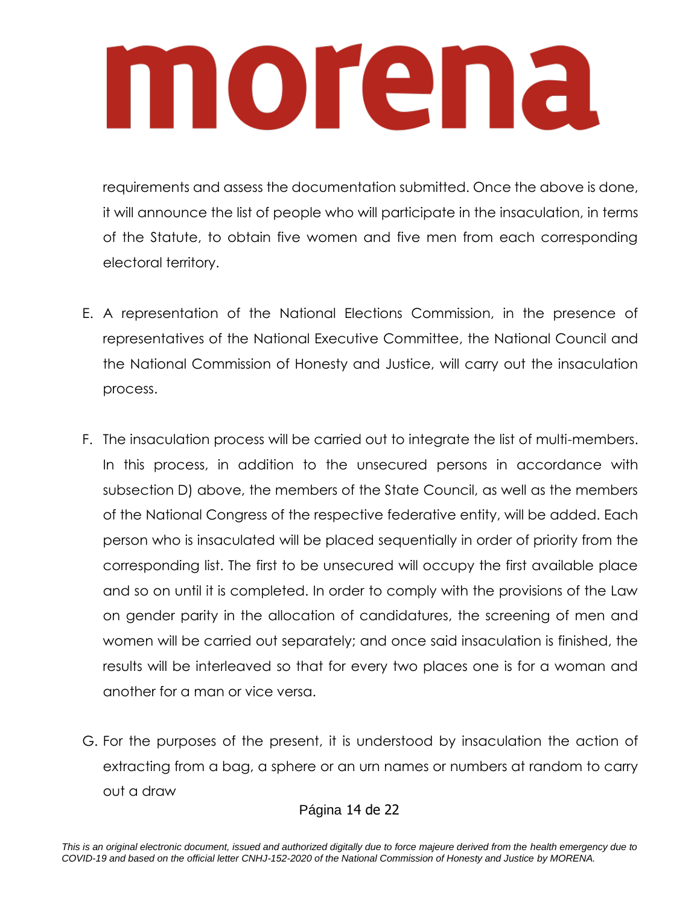requirements and assess the documentation submitted. Once the above is done, it will announce the list of people who will participate in the insaculation, in terms of the Statute, to obtain five women and five men from each corresponding electoral territory.

E. A representation of the National Elections Commission, in the presence of representatives of the National Executive Committee, the National Council and the National Commission of Honesty and Justice, will carry out the insaculation process.

F. The insaculation process will be carried out to integrate the list of multi-members. In this process, in addition to the unsecured persons in accordance with subsection D) above, the members of the State Council, as well as the members of the National Congress of the respective federative entity, will be added. Each person who is insaculated will be placed sequentially in order of priority from the corresponding list. The first to be unsecured will occupy the first available place and so on until it is completed. In order to comply with the provisions of the Law on gender parity in the allocation of candidatures, the screening of men and women will be carried out separately; and once said insaculation is finished, the results will be interleaved so that for every two places one is for a woman and another for a man or vice versa.

G. For the purposes of the present, it is understood by insaculation the action of extracting from a bag, a sphere or an urn names or numbers at random to carry out a draw

*This is an original electronic document, issued and authorized digitally due to force majeure derived from the health emergency due to COVID-19 and based on the official letter CNHJ-152-2020 of the National Commission of Honesty and Justice by MORENA.*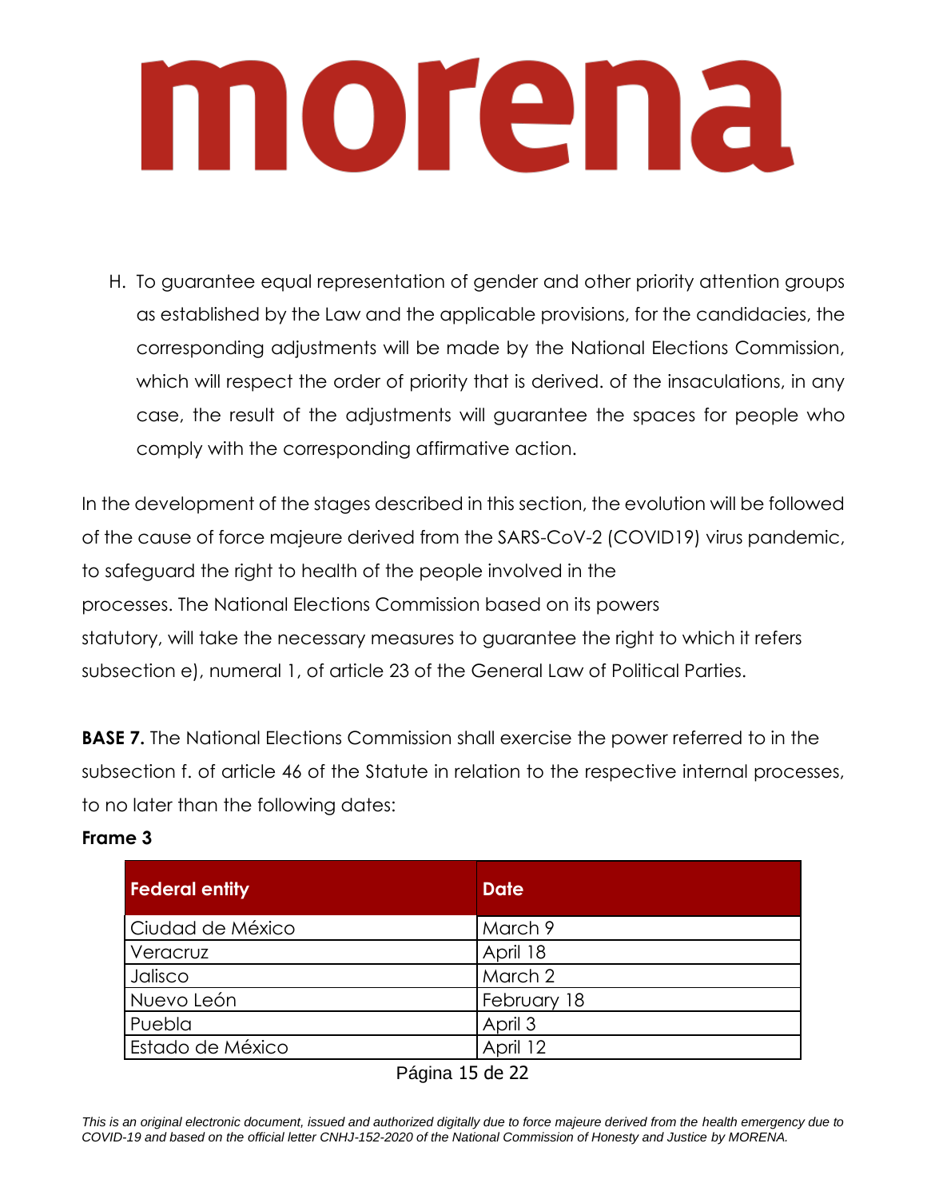H. To guarantee equal representation of gender and other priority attention groups as established by the Law and the applicable provisions, for the candidacies, the corresponding adjustments will be made by the National Elections Commission, which will respect the order of priority that is derived. of the insaculations, in any case, the result of the adjustments will guarantee the spaces for people who comply with the corresponding affirmative action.

In the development of the stages described in this section, the evolution will be followed of the cause of force majeure derived from the SARS-CoV-2 (COVID19) virus pandemic, to safeguard the right to health of the people involved in the processes. The National Elections Commission based on its powers statutory, will take the necessary measures to guarantee the right to which it refers subsection e), numeral 1, of article 23 of the General Law of Political Parties.

**BASE 7.** The National Elections Commission shall exercise the power referred to in the subsection f. of article 46 of the Statute in relation to the respective internal processes, to no later than the following dates:

**Frame 3**

| Federal entity | Date |
|---|---|
| Ciudad de México | March 9 |
| Veracruz | April 18 |
| Jalisco | March 2 |
| Nuevo León | February 18 |
| Puebla | April 3 |
| Estado de México | April 12 |

*This is an original electronic document, issued and authorized digitally due to force majeure derived from the health emergency due to COVID-19 and based on the official letter CNHJ-152-2020 of the National Commission of Honesty and Justice by MORENA.*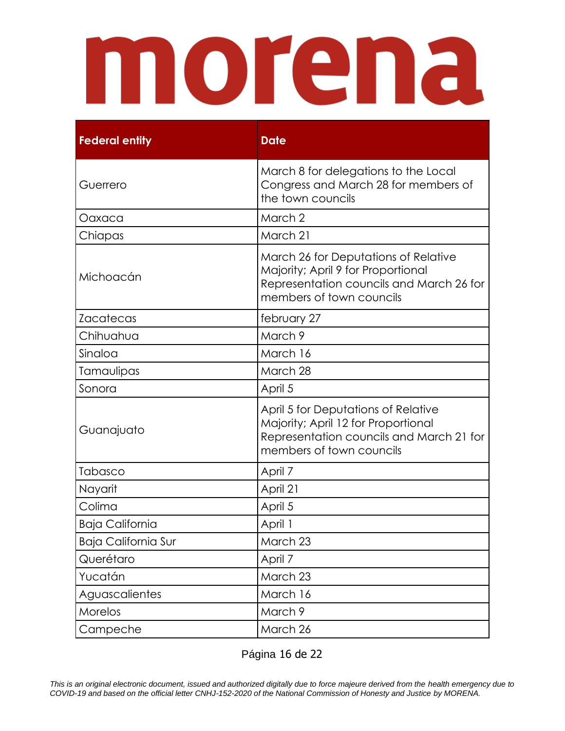morena

| Federal entity | Date |
| --- | --- |
| Guerrero | March 8 for delegations to the Local Congress and March 28 for members of the town councils |
| Oaxaca | March 2 |
| Chiapas | March 21 |
| Michoacán | March 26 for Deputations of Relative Majority; April 9 for Proportional Representation councils and March 26 for members of town councils |
| Zacatecas | february 27 |
| Chihuahua | March 9 |
| Sinaloa | March 16 |
| Tamaulipas | March 28 |
| Sonora | April 5 |
| Guanajuato | April 5 for Deputations of Relative Majority; April 12 for Proportional Representation councils and March 21 for members of town councils |
| Tabasco | April 7 |
| Nayarit | April 21 |
| Colima | April 5 |
| Baja California | April 1 |
| Baja California Sur | March 23 |
| Querétaro | April 7 |
| Yucatán | March 23 |
| Aguascalientes | March 16 |
| Morelos | March 9 |
| Campeche | March 26 |

*This is an original electronic document, issued and authorized digitally due to force majeure derived from the health emergency due to COVID-19 and based on the official letter CNHJ-152-2020 of the National Commission of Honesty and Justice by MORENA.*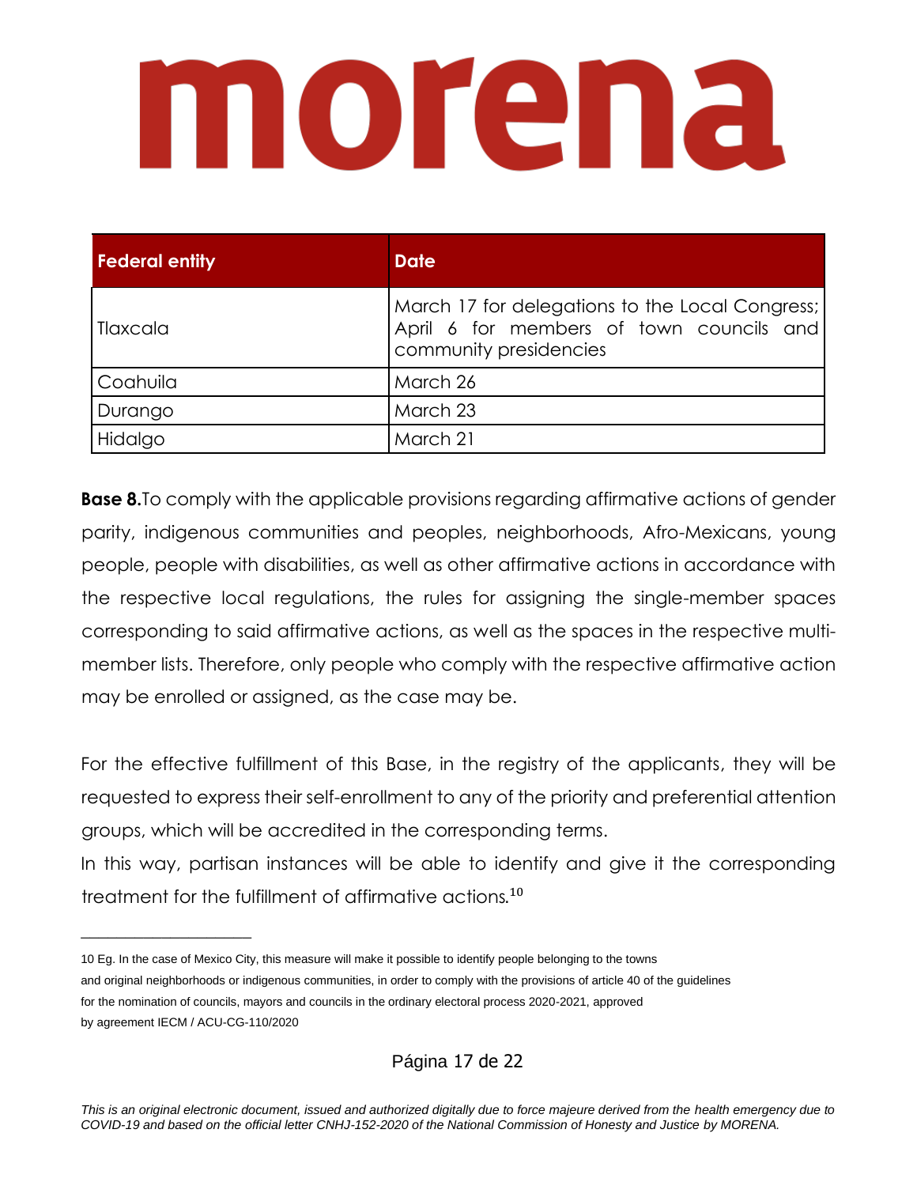| Federal entity | Date |
|---|---|
| Tlaxcala | March 17 for delegations to the Local Congress; April 6 for members of town councils and community presidencies |
| Coahuila | March 26 |
| Durango | March 23 |
| Hidalgo | March 21 |

**Base 8.**To comply with the applicable provisions regarding affirmative actions of gender parity, indigenous communities and peoples, neighborhoods, Afro-Mexicans, young people, people with disabilities, as well as other affirmative actions in accordance with the respective local regulations, the rules for assigning the single-member spaces corresponding to said affirmative actions, as well as the spaces in the respective multi-member lists. Therefore, only people who comply with the respective affirmative action may be enrolled or assigned, as the case may be.

For the effective fulfillment of this Base, in the registry of the applicants, they will be requested to express their self-enrollment to any of the priority and preferential attention groups, which will be accredited in the corresponding terms.

In this way, partisan instances will be able to identify and give it the corresponding treatment for the fulfillment of affirmative actions.[10]

---

10 Eg. In the case of Mexico City, this measure will make it possible to identify people belonging to the towns and original neighborhoods or indigenous communities, in order to comply with the provisions of article 40 of the guidelines for the nomination of councils, mayors and councils in the ordinary electoral process 2020-2021, approved by agreement IECM / ACU-CG-110/2020

*This is an original electronic document, issued and authorized digitally due to force majeure derived from the health emergency due to COVID-19 and based on the official letter CNHJ-152-2020 of the National Commission of Honesty and Justice by MORENA.*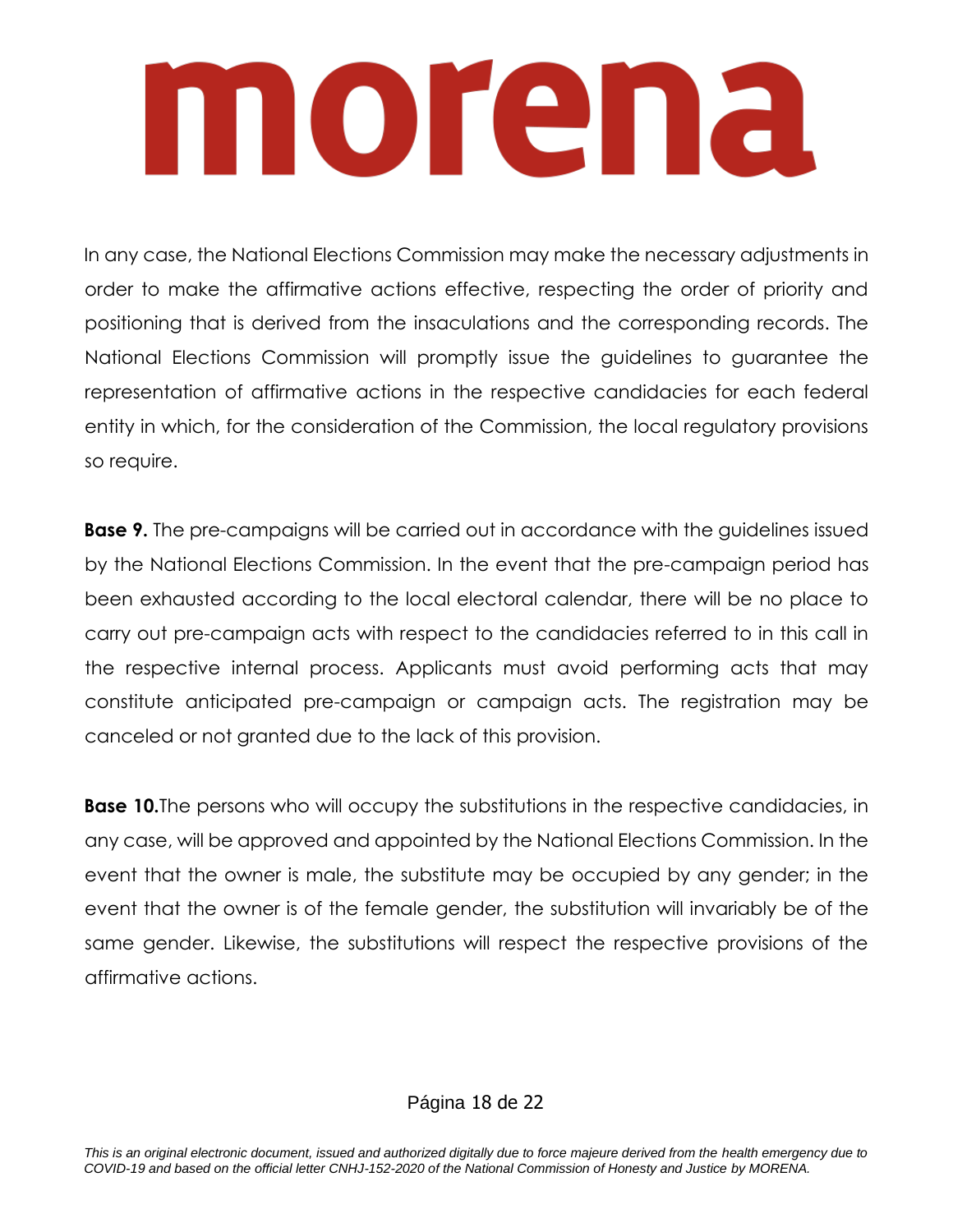In any case, the National Elections Commission may make the necessary adjustments in order to make the affirmative actions effective, respecting the order of priority and positioning that is derived from the insaculations and the corresponding records. The National Elections Commission will promptly issue the guidelines to guarantee the representation of affirmative actions in the respective candidacies for each federal entity in which, for the consideration of the Commission, the local regulatory provisions so require.

**Base 9.** The pre-campaigns will be carried out in accordance with the guidelines issued by the National Elections Commission. In the event that the pre-campaign period has been exhausted according to the local electoral calendar, there will be no place to carry out pre-campaign acts with respect to the candidacies referred to in this call in the respective internal process. Applicants must avoid performing acts that may constitute anticipated pre-campaign or campaign acts. The registration may be canceled or not granted due to the lack of this provision.

**Base 10.**The persons who will occupy the substitutions in the respective candidacies, in any case, will be approved and appointed by the National Elections Commission. In the event that the owner is male, the substitute may be occupied by any gender; in the event that the owner is of the female gender, the substitution will invariably be of the same gender. Likewise, the substitutions will respect the respective provisions of the affirmative actions.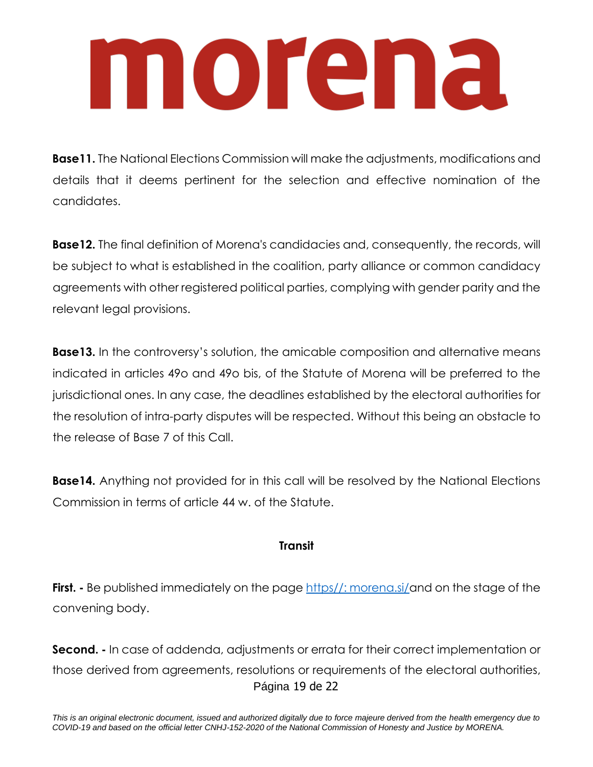**Base11.** The National Elections Commission will make the adjustments, modifications and details that it deems pertinent for the selection and effective nomination of the candidates.

**Base12.** The final definition of Morena's candidacies and, consequently, the records, will be subject to what is established in the coalition, party alliance or common candidacy agreements with other registered political parties, complying with gender parity and the relevant legal provisions.

**Base13.** In the controversy's solution, the amicable composition and alternative means indicated in articles 49o and 49o bis, of the Statute of Morena will be preferred to the jurisdictional ones. In any case, the deadlines established by the electoral authorities for the resolution of intra-party disputes will be respected. Without this being an obstacle to the release of Base 7 of this Call.

**Base14.** Anything not provided for in this call will be resolved by the National Elections Commission in terms of article 44 w. of the Statute.

**Transit**

**First. -** Be published immediately on the page [https//: morena.si/](https//: morena.si/)and on the stage of the convening body.

**Second. -** In case of addenda, adjustments or errata for their correct implementation or those derived from agreements, resolutions or requirements of the electoral authorities,

*This is an original electronic document, issued and authorized digitally due to force majeure derived from the health emergency due to COVID-19 and based on the official letter CNHJ-152-2020 of the National Commission of Honesty and Justice by MORENA.*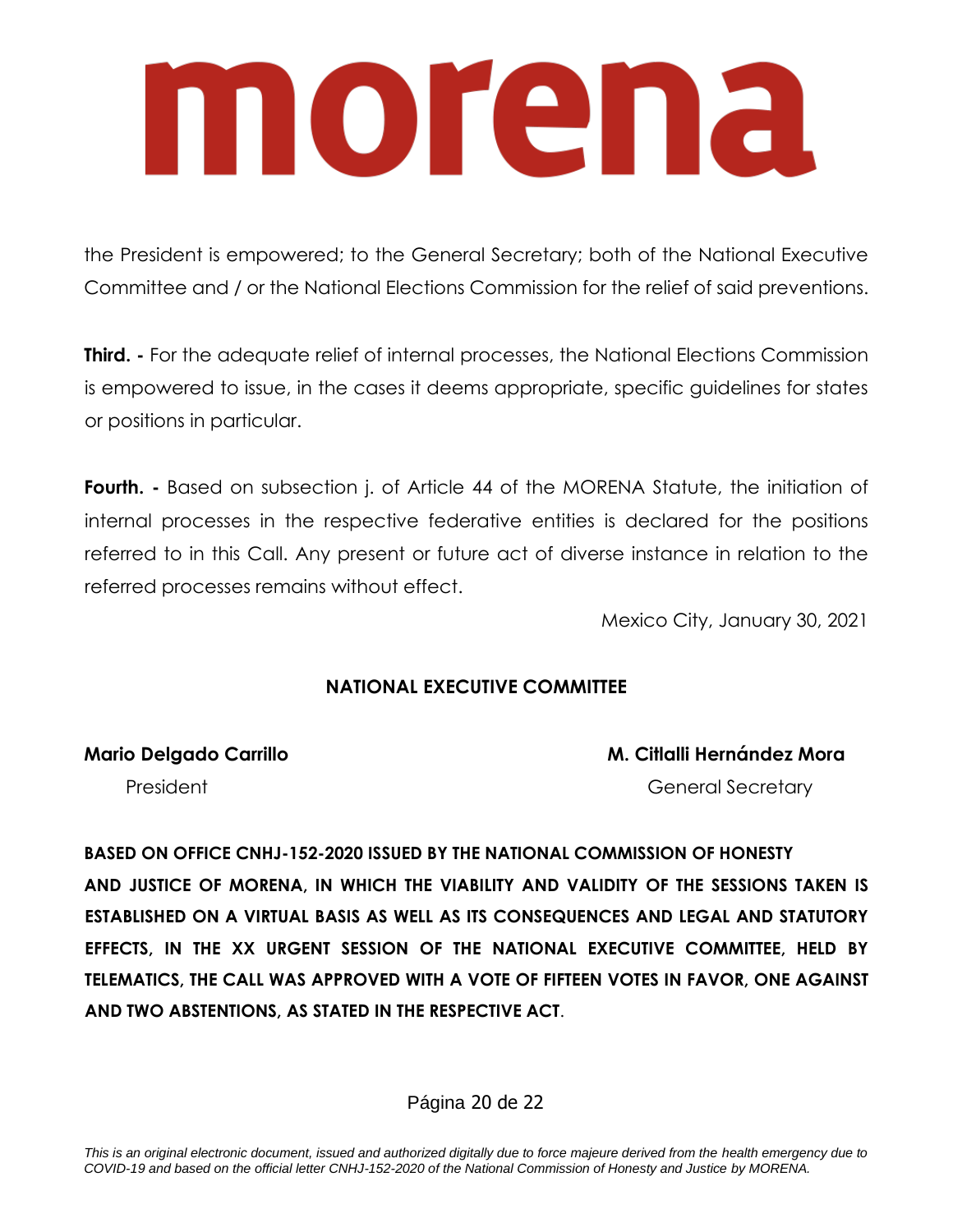the President is empowered; to the General Secretary; both of the National Executive Committee and / or the National Elections Commission for the relief of said preventions.

**Third. -** For the adequate relief of internal processes, the National Elections Commission is empowered to issue, in the cases it deems appropriate, specific guidelines for states or positions in particular.

**Fourth. -** Based on subsection j. of Article 44 of the MORENA Statute, the initiation of internal processes in the respective federative entities is declared for the positions referred to in this Call. Any present or future act of diverse instance in relation to the referred processes remains without effect.

Mexico City, January 30, 2021

**NATIONAL EXECUTIVE COMMITTEE**

**Mario Delgado Carrillo**
President

**M. Citlalli Hernández Mora**
General Secretary

**BASED ON OFFICE CNHJ-152-2020 ISSUED BY THE NATIONAL COMMISSION OF HONESTY AND JUSTICE OF MORENA, IN WHICH THE VIABILITY AND VALIDITY OF THE SESSIONS TAKEN IS ESTABLISHED ON A VIRTUAL BASIS AS WELL AS ITS CONSEQUENCES AND LEGAL AND STATUTORY EFFECTS, IN THE XX URGENT SESSION OF THE NATIONAL EXECUTIVE COMMITTEE, HELD BY TELEMATICS, THE CALL WAS APPROVED WITH A VOTE OF FIFTEEN VOTES IN FAVOR, ONE AGAINST AND TWO ABSTENTIONS, AS STATED IN THE RESPECTIVE ACT**.

*This is an original electronic document, issued and authorized digitally due to force majeure derived from the health emergency due to COVID-19 and based on the official letter CNHJ-152-2020 of the National Commission of Honesty and Justice by MORENA.*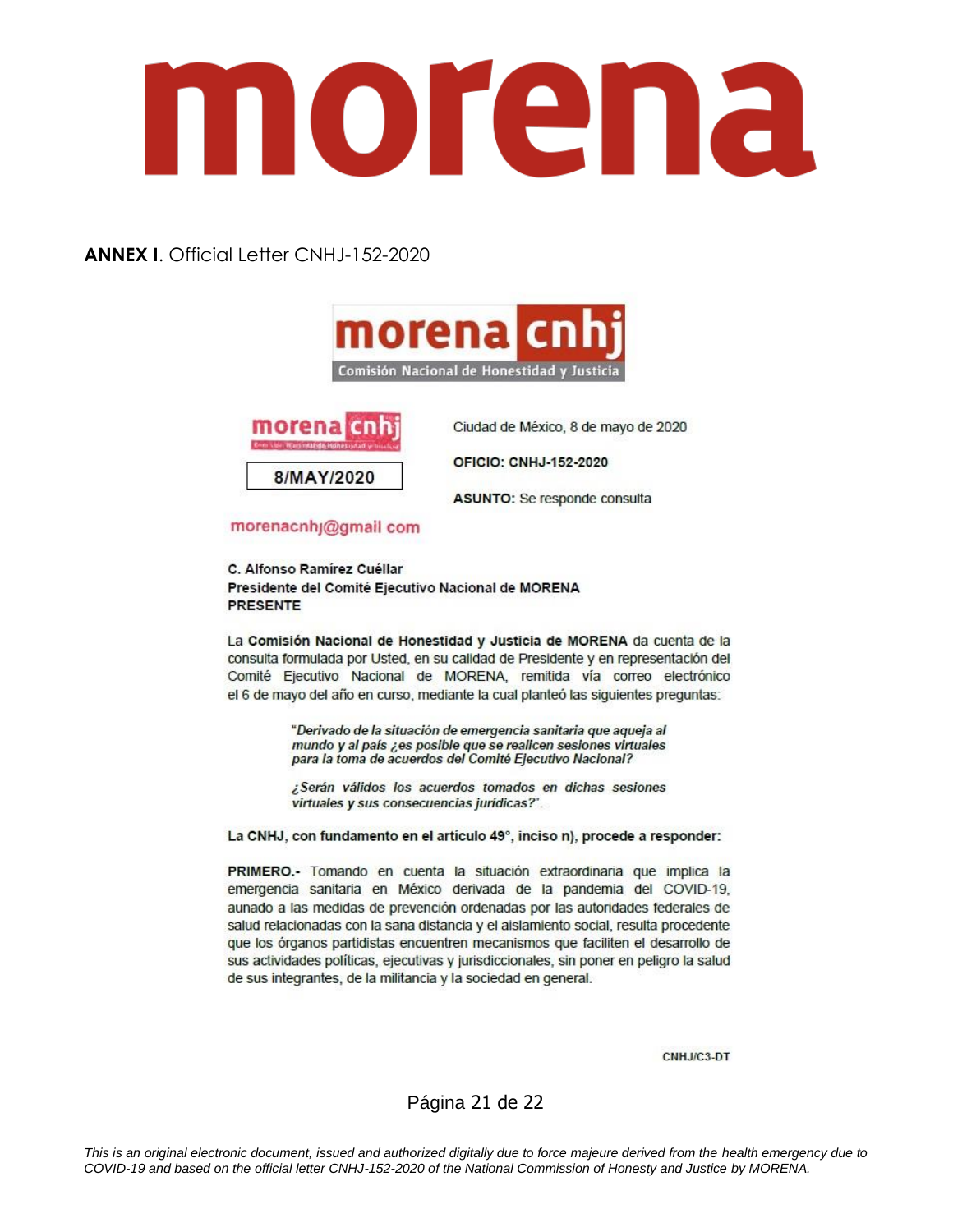# morena

**ANNEX I.** Official Letter CNHJ-152-2020

morena cnhj
Comisión Nacional de Honestidad y Justicia

morena cnhj
Comisión Nacional de Honestidad y Justicia

8/MAY/2020

Ciudad de México, 8 de mayo de 2020

**OFICIO: CNHJ-152-2020**

**ASUNTO:** Se responde consulta

morenacnhj@gmail com

**C. Alfonso Ramírez Cuéllar**
**Presidente del Comité Ejecutivo Nacional de MORENA**
**PRESENTE**

La **Comisión Nacional de Honestidad y Justicia de MORENA** da cuenta de la consulta formulada por Usted, en su calidad de Presidente y en representación del Comité Ejecutivo Nacional de MORENA, remitida vía correo electrónico el 6 de mayo del año en curso, mediante la cual planteó las siguientes preguntas:

> "*Derivado de la situación de emergencia sanitaria que aqueja al mundo y al país ¿es posible que se realicen sesiones virtuales para la toma de acuerdos del Comité Ejecutivo Nacional?*
>
> *¿Serán válidos los acuerdos tomados en dichas sesiones virtuales y sus consecuencias jurídicas?*".

**La CNHJ, con fundamento en el artículo 49°, inciso n), procede a responder:**

**PRIMERO.-** Tomando en cuenta la situación extraordinaria que implica la emergencia sanitaria en México derivada de la pandemia del COVID-19, aunado a las medidas de prevención ordenadas por las autoridades federales de salud relacionadas con la sana distancia y el aislamiento social, resulta procedente que los órganos partidistas encuentren mecanismos que faciliten el desarrollo de sus actividades políticas, ejecutivas y jurisdiccionales, sin poner en peligro la salud de sus integrantes, de la militancia y la sociedad en general.

CNHJ/C3-DT

*This is an original electronic document, issued and authorized digitally due to force majeure derived from the health emergency due to COVID-19 and based on the official letter CNHJ-152-2020 of the National Commission of Honesty and Justice by MORENA.*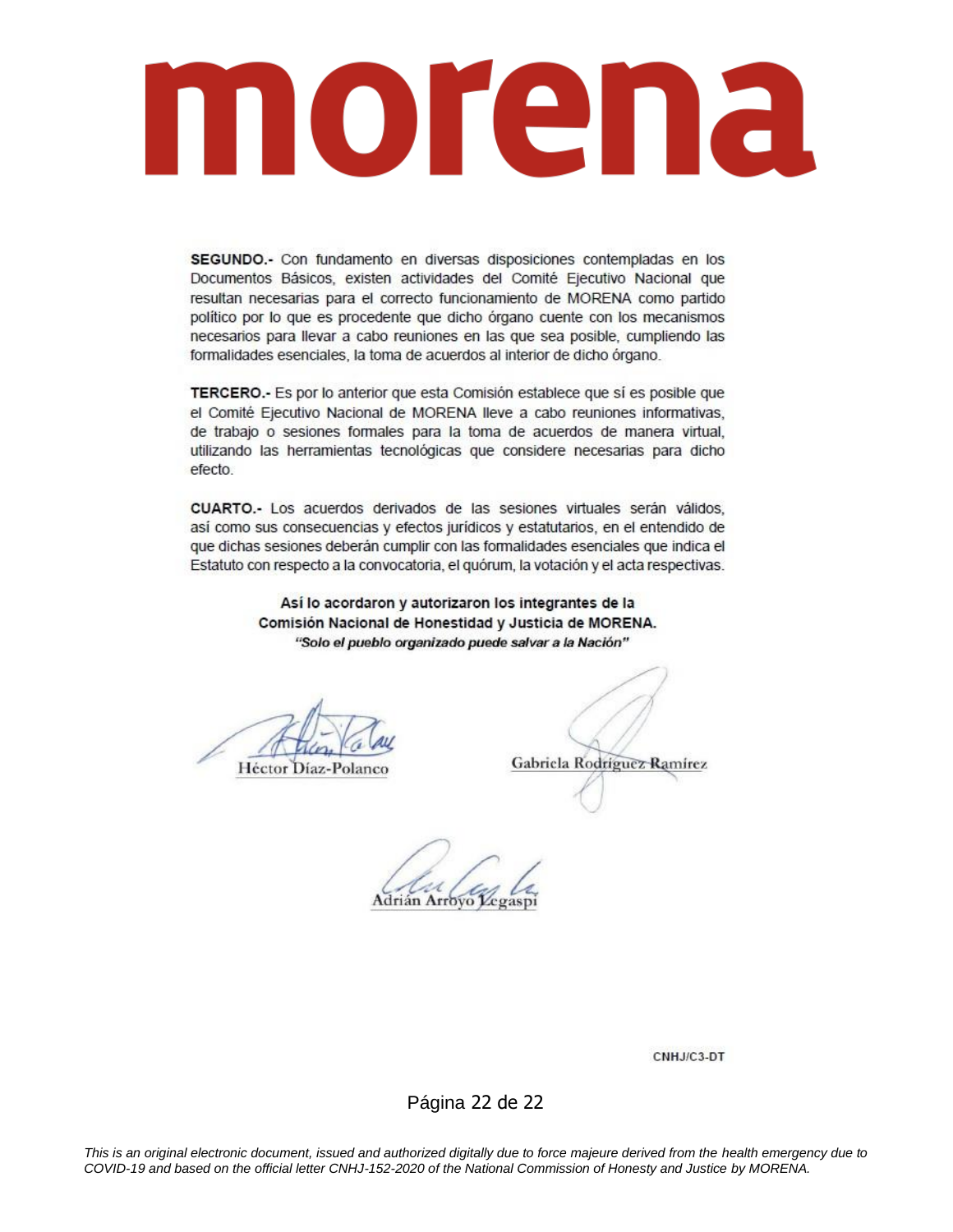**SEGUNDO.-** Con fundamento en diversas disposiciones contempladas en los Documentos Básicos, existen actividades del Comité Ejecutivo Nacional que resultan necesarias para el correcto funcionamiento de MORENA como partido político por lo que es procedente que dicho órgano cuente con los mecanismos necesarios para llevar a cabo reuniones en las que sea posible, cumpliendo las formalidades esenciales, la toma de acuerdos al interior de dicho órgano.

**TERCERO.-** Es por lo anterior que esta Comisión establece que sí es posible que el Comité Ejecutivo Nacional de MORENA lleve a cabo reuniones informativas, de trabajo o sesiones formales para la toma de acuerdos de manera virtual, utilizando las herramientas tecnológicas que considere necesarias para dicho efecto.

**CUARTO.-** Los acuerdos derivados de las sesiones virtuales serán válidos, así como sus consecuencias y efectos jurídicos y estatutarios, en el entendido de que dichas sesiones deberán cumplir con las formalidades esenciales que indica el Estatuto con respecto a la convocatoria, el quórum, la votación y el acta respectivas.

**Así lo acordaron y autorizaron los integrantes de la Comisión Nacional de Honestidad y Justicia de MORENA.**

***"Solo el pueblo organizado puede salvar a la Nación"***

Héctor Díaz-Polanco

Gabriela Rodríguez Ramírez

Adrián Arroyo Legaspi

CNHJ/C3-DT

*This is an original electronic document, issued and authorized digitally due to force majeure derived from the health emergency due to COVID-19 and based on the official letter CNHJ-152-2020 of the National Commission of Honesty and Justice by MORENA.*